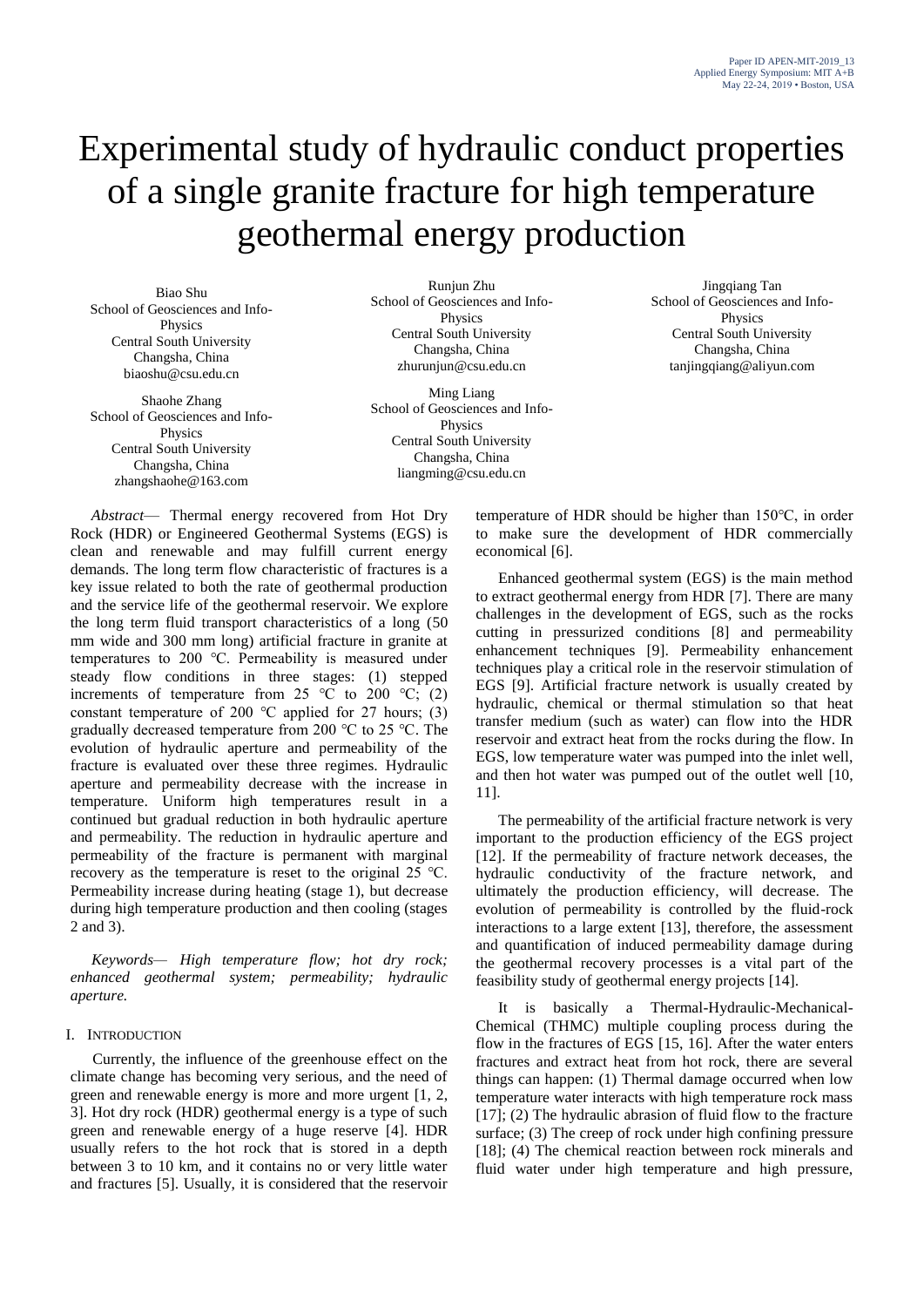# Experimental study of hydraulic conduct properties of a single granite fracture for high temperature geothermal energy production

Biao Shu
School of Geosciences and Info-Physics
Central South University
Changsha, China
biaoshu@csu.edu.cn

Runjun Zhu
School of Geosciences and Info-Physics
Central South University
Changsha, China
zhurunjun@csu.edu.cn

Jingqiang Tan
School of Geosciences and Info-Physics
Central South University
Changsha, China
tanjingqiang@aliyun.com

Shaohe Zhang
School of Geosciences and Info-Physics
Central South University
Changsha, China
zhangshaohe@163.com

Ming Liang
School of Geosciences and Info-Physics
Central South University
Changsha, China
liangming@csu.edu.cn

*Abstract*— Thermal energy recovered from Hot Dry Rock (HDR) or Engineered Geothermal Systems (EGS) is clean and renewable and may fulfill current energy demands. The long term flow characteristic of fractures is a key issue related to both the rate of geothermal production and the service life of the geothermal reservoir. We explore the long term fluid transport characteristics of a long (50 mm wide and 300 mm long) artificial fracture in granite at temperatures to 200 ℃. Permeability is measured under steady flow conditions in three stages: (1) stepped increments of temperature from 25 ℃ to 200 ℃; (2) constant temperature of 200 ℃ applied for 27 hours; (3) gradually decreased temperature from 200 ℃ to 25 ℃. The evolution of hydraulic aperture and permeability of the fracture is evaluated over these three regimes. Hydraulic aperture and permeability decrease with the increase in temperature. Uniform high temperatures result in a continued but gradual reduction in both hydraulic aperture and permeability. The reduction in hydraulic aperture and permeability of the fracture is permanent with marginal recovery as the temperature is reset to the original 25 ℃. Permeability increase during heating (stage 1), but decrease during high temperature production and then cooling (stages 2 and 3).

*Keywords— High temperature flow; hot dry rock; enhanced geothermal system; permeability; hydraulic aperture.*

## I. INTRODUCTION

Currently, the influence of the greenhouse effect on the climate change has becoming very serious, and the need of green and renewable energy is more and more urgent [1, 2, 3]. Hot dry rock (HDR) geothermal energy is a type of such green and renewable energy of a huge reserve [4]. HDR usually refers to the hot rock that is stored in a depth between 3 to 10 km, and it contains no or very little water and fractures [5]. Usually, it is considered that the reservoir temperature of HDR should be higher than 150℃, in order to make sure the development of HDR commercially economical [6].

Enhanced geothermal system (EGS) is the main method to extract geothermal energy from HDR [7]. There are many challenges in the development of EGS, such as the rocks cutting in pressurized conditions [8] and permeability enhancement techniques [9]. Permeability enhancement techniques play a critical role in the reservoir stimulation of EGS [9]. Artificial fracture network is usually created by hydraulic, chemical or thermal stimulation so that heat transfer medium (such as water) can flow into the HDR reservoir and extract heat from the rocks during the flow. In EGS, low temperature water was pumped into the inlet well, and then hot water was pumped out of the outlet well [10, 11].

The permeability of the artificial fracture network is very important to the production efficiency of the EGS project [12]. If the permeability of fracture network deceases, the hydraulic conductivity of the fracture network, and ultimately the production efficiency, will decrease. The evolution of permeability is controlled by the fluid-rock interactions to a large extent [13], therefore, the assessment and quantification of induced permeability damage during the geothermal recovery processes is a vital part of the feasibility study of geothermal energy projects [14].

It is basically a Thermal-Hydraulic-Mechanical-Chemical (THMC) multiple coupling process during the flow in the fractures of EGS [15, 16]. After the water enters fractures and extract heat from hot rock, there are several things can happen: (1) Thermal damage occurred when low temperature water interacts with high temperature rock mass [17]; (2) The hydraulic abrasion of fluid flow to the fracture surface; (3) The creep of rock under high confining pressure [18]; (4) The chemical reaction between rock minerals and fluid water under high temperature and high pressure,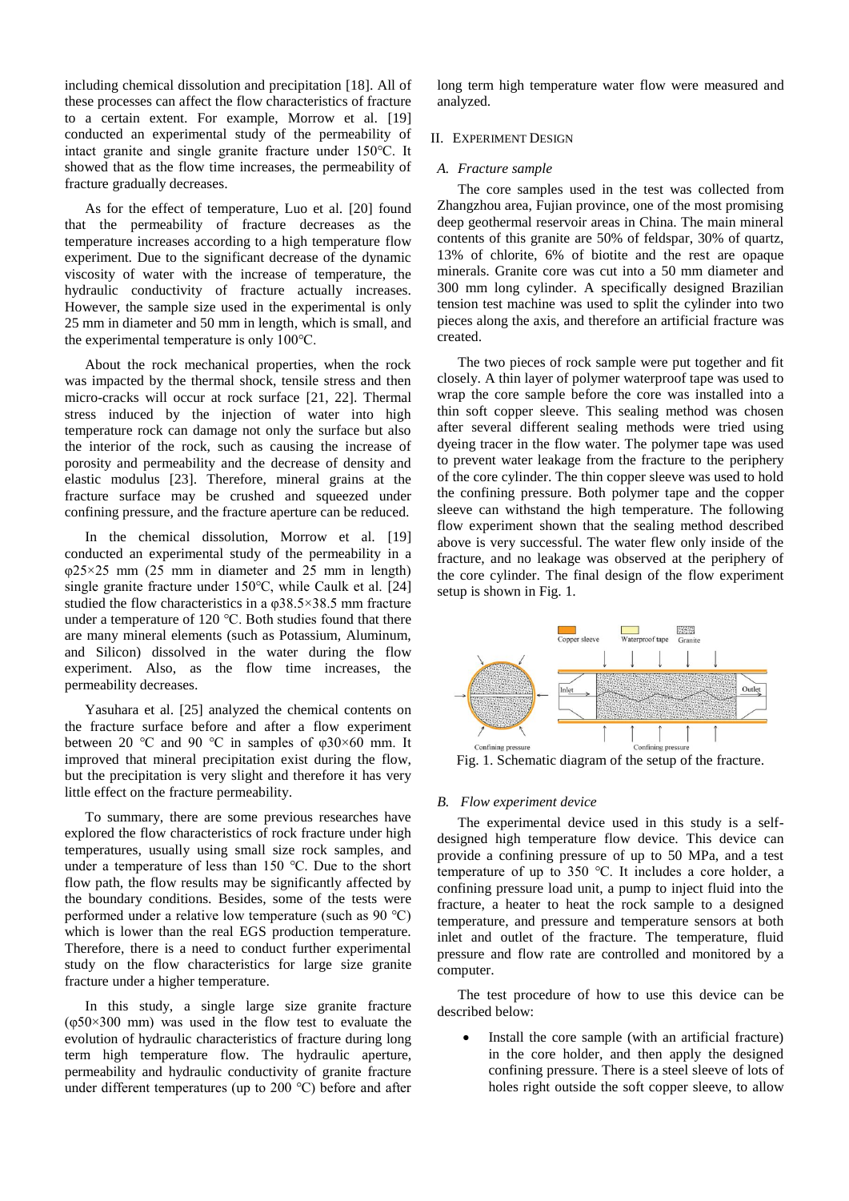including chemical dissolution and precipitation [18]. All of these processes can affect the flow characteristics of fracture to a certain extent. For example, Morrow et al. [19] conducted an experimental study of the permeability of intact granite and single granite fracture under 150℃. It showed that as the flow time increases, the permeability of fracture gradually decreases.

As for the effect of temperature, Luo et al. [20] found that the permeability of fracture decreases as the temperature increases according to a high temperature flow experiment. Due to the significant decrease of the dynamic viscosity of water with the increase of temperature, the hydraulic conductivity of fracture actually increases. However, the sample size used in the experimental is only 25 mm in diameter and 50 mm in length, which is small, and the experimental temperature is only 100℃.

About the rock mechanical properties, when the rock was impacted by the thermal shock, tensile stress and then micro-cracks will occur at rock surface [21, 22]. Thermal stress induced by the injection of water into high temperature rock can damage not only the surface but also the interior of the rock, such as causing the increase of porosity and permeability and the decrease of density and elastic modulus [23]. Therefore, mineral grains at the fracture surface may be crushed and squeezed under confining pressure, and the fracture aperture can be reduced.

In the chemical dissolution, Morrow et al. [19] conducted an experimental study of the permeability in a φ25×25 mm (25 mm in diameter and 25 mm in length) single granite fracture under 150℃, while Caulk et al. [24] studied the flow characteristics in a φ38.5×38.5 mm fracture under a temperature of 120 ℃. Both studies found that there are many mineral elements (such as Potassium, Aluminum, and Silicon) dissolved in the water during the flow experiment. Also, as the flow time increases, the permeability decreases.

Yasuhara et al. [25] analyzed the chemical contents on the fracture surface before and after a flow experiment between 20 ℃ and 90 ℃ in samples of φ30×60 mm. It improved that mineral precipitation exist during the flow, but the precipitation is very slight and therefore it has very little effect on the fracture permeability.

To summary, there are some previous researches have explored the flow characteristics of rock fracture under high temperatures, usually using small size rock samples, and under a temperature of less than 150 ℃. Due to the short flow path, the flow results may be significantly affected by the boundary conditions. Besides, some of the tests were performed under a relative low temperature (such as 90 ℃) which is lower than the real EGS production temperature. Therefore, there is a need to conduct further experimental study on the flow characteristics for large size granite fracture under a higher temperature.

In this study, a single large size granite fracture (φ50×300 mm) was used in the flow test to evaluate the evolution of hydraulic characteristics of fracture during long term high temperature flow. The hydraulic aperture, permeability and hydraulic conductivity of granite fracture under different temperatures (up to 200 ℃) before and after long term high temperature water flow were measured and analyzed.

## II. Experiment Design

### A. Fracture sample

The core samples used in the test was collected from Zhangzhou area, Fujian province, one of the most promising deep geothermal reservoir areas in China. The main mineral contents of this granite are 50% of feldspar, 30% of quartz, 13% of chlorite, 6% of biotite and the rest are opaque minerals. Granite core was cut into a 50 mm diameter and 300 mm long cylinder. A specifically designed Brazilian tension test machine was used to split the cylinder into two pieces along the axis, and therefore an artificial fracture was created.

The two pieces of rock sample were put together and fit closely. A thin layer of polymer waterproof tape was used to wrap the core sample before the core was installed into a thin soft copper sleeve. This sealing method was chosen after several different sealing methods were tried using dyeing tracer in the flow water. The polymer tape was used to prevent water leakage from the fracture to the periphery of the core cylinder. The thin copper sleeve was used to hold the confining pressure. Both polymer tape and the copper sleeve can withstand the high temperature. The following flow experiment shown that the sealing method described above is very successful. The water flew only inside of the fracture, and no leakage was observed at the periphery of the core cylinder. The final design of the flow experiment setup is shown in Fig. 1.

Fig. 1. Schematic diagram of the setup of the fracture.

### B. Flow experiment device

The experimental device used in this study is a self-designed high temperature flow device. This device can provide a confining pressure of up to 50 MPa, and a test temperature of up to 350 ℃. It includes a core holder, a confining pressure load unit, a pump to inject fluid into the fracture, a heater to heat the rock sample to a designed temperature, and pressure and temperature sensors at both inlet and outlet of the fracture. The temperature, fluid pressure and flow rate are controlled and monitored by a computer.

The test procedure of how to use this device can be described below:

- Install the core sample (with an artificial fracture) in the core holder, and then apply the designed confining pressure. There is a steel sleeve of lots of holes right outside the soft copper sleeve, to allow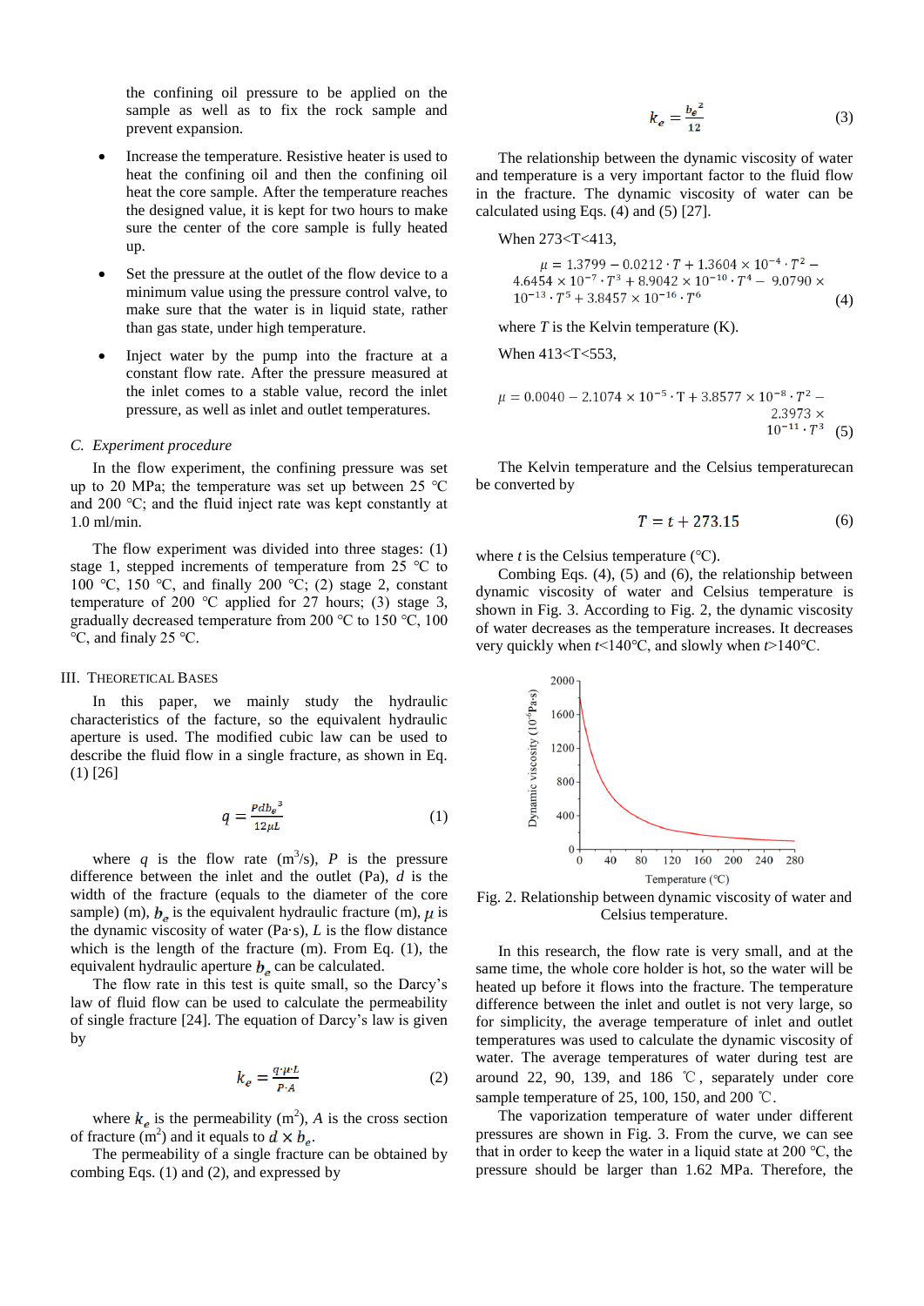the confining oil pressure to be applied on the sample as well as to fix the rock sample and prevent expansion.

- Increase the temperature. Resistive heater is used to heat the confining oil and then the confining oil heat the core sample. After the temperature reaches the designed value, it is kept for two hours to make sure the center of the core sample is fully heated up.

- Set the pressure at the outlet of the flow device to a minimum value using the pressure control valve, to make sure that the water is in liquid state, rather than gas state, under high temperature.

- Inject water by the pump into the fracture at a constant flow rate. After the pressure measured at the inlet comes to a stable value, record the inlet pressure, as well as inlet and outlet temperatures.

### C. *Experiment procedure*

In the flow experiment, the confining pressure was set up to 20 MPa; the temperature was set up between 25 ℃ and 200 ℃; and the fluid inject rate was kept constantly at 1.0 ml/min.

The flow experiment was divided into three stages: (1) stage 1, stepped increments of temperature from 25 ℃ to 100 ℃, 150 ℃, and finally 200 ℃; (2) stage 2, constant temperature of 200 ℃ applied for 27 hours; (3) stage 3, gradually decreased temperature from 200 ℃ to 150 ℃, 100 ℃, and finaly 25 ℃.

## III. Theoretical Bases

In this paper, we mainly study the hydraulic characteristics of the facture, so the equivalent hydraulic aperture is used. The modified cubic law can be used to describe the fluid flow in a single fracture, as shown in Eq. (1) [26]

$$q = \frac{Pd{b_e}^3}{12\mu L} \tag{1}$$

where $q$ is the flow rate ($m^3$/s), $P$ is the pressure difference between the inlet and the outlet (Pa), $d$ is the width of the fracture (equals to the diameter of the core sample) (m), $b_e$ is the equivalent hydraulic fracture (m), $\mu$ is the dynamic viscosity of water (Pa·s), $L$ is the flow distance which is the length of the fracture (m). From Eq. (1), the equivalent hydraulic aperture $b_e$ can be calculated.

The flow rate in this test is quite small, so the Darcy's law of fluid flow can be used to calculate the permeability of single fracture [24]. The equation of Darcy's law is given by

$$k_e = \frac{q \cdot \mu \cdot L}{P \cdot A} \tag{2}$$

where $k_e$ is the permeability ($m^2$), $A$ is the cross section of fracture ($m^2$) and it equals to $d \times b_e$.

The permeability of a single fracture can be obtained by combing Eqs. (1) and (2), and expressed by

$$k_e = \frac{{b_e}^2}{12} \tag{3}$$

The relationship between the dynamic viscosity of water and temperature is a very important factor to the fluid flow in the fracture. The dynamic viscosity of water can be calculated using Eqs. (4) and (5) [27].

When 273<T<413,

$$\mu = 1.3799 - 0.0212 \cdot T + 1.3604 \times 10^{-4} \cdot T^2 - 4.6454 \times 10^{-7} \cdot T^3 + 8.9042 \times 10^{-10} \cdot T^4 - 9.0790 \times 10^{-13} \cdot T^5 + 3.8457 \times 10^{-16} \cdot T^6 \tag{4}$$

where $T$ is the Kelvin temperature (K).

When 413<T<553,

$$\mu = 0.0040 - 2.1074 \times 10^{-5} \cdot T + 3.8577 \times 10^{-8} \cdot T^2 - 2.3973 \times 10^{-11} \cdot T^3 \tag{5}$$

The Kelvin temperature and the Celsius temperaturecan be converted by

$$T = t + 273.15 \tag{6}$$

where $t$ is the Celsius temperature (℃).

Combing Eqs. (4), (5) and (6), the relationship between dynamic viscosity of water and Celsius temperature is shown in Fig. 3. According to Fig. 2, the dynamic viscosity of water decreases as the temperature increases. It decreases very quickly when $t$<140℃, and slowly when $t$>140℃.

Fig. 2. Relationship between dynamic viscosity of water and Celsius temperature.

In this research, the flow rate is very small, and at the same time, the whole core holder is hot, so the water will be heated up before it flows into the fracture. The temperature difference between the inlet and outlet is not very large, so for simplicity, the average temperature of inlet and outlet temperatures was used to calculate the dynamic viscosity of water. The average temperatures of water during test are around 22, 90, 139, and 186 ℃, separately under core sample temperature of 25, 100, 150, and 200 ℃.

The vaporization temperature of water under different pressures are shown in Fig. 3. From the curve, we can see that in order to keep the water in a liquid state at 200 ℃, the pressure should be larger than 1.62 MPa. Therefore, the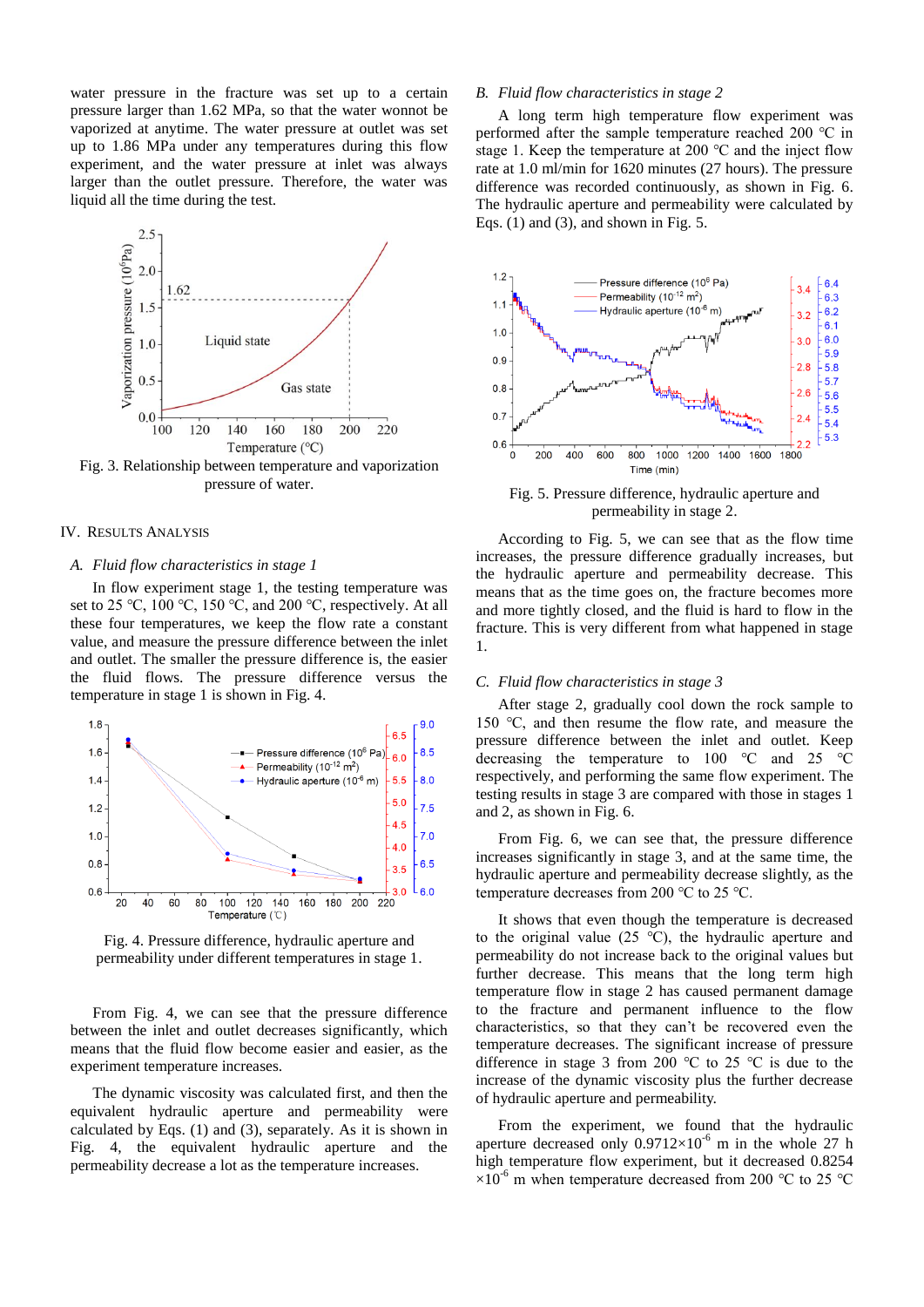water pressure in the fracture was set up to a certain pressure larger than 1.62 MPa, so that the water wonnot be vaporized at anytime. The water pressure at outlet was set up to 1.86 MPa under any temperatures during this flow experiment, and the water pressure at inlet was always larger than the outlet pressure. Therefore, the water was liquid all the time during the test.

Fig. 3. Relationship between temperature and vaporization pressure of water.

## IV. Results Analysis

### A. Fluid flow characteristics in stage 1

In flow experiment stage 1, the testing temperature was set to 25 ℃, 100 ℃, 150 ℃, and 200 ℃, respectively. At all these four temperatures, we keep the flow rate a constant value, and measure the pressure difference between the inlet and outlet. The smaller the pressure difference is, the easier the fluid flows. The pressure difference versus the temperature in stage 1 is shown in Fig. 4.

Fig. 4. Pressure difference, hydraulic aperture and permeability under different temperatures in stage 1.

From Fig. 4, we can see that the pressure difference between the inlet and outlet decreases significantly, which means that the fluid flow become easier and easier, as the experiment temperature increases.

The dynamic viscosity was calculated first, and then the equivalent hydraulic aperture and permeability were calculated by Eqs. (1) and (3), separately. As it is shown in Fig. 4, the equivalent hydraulic aperture and the permeability decrease a lot as the temperature increases.

### B. Fluid flow characteristics in stage 2

A long term high temperature flow experiment was performed after the sample temperature reached 200 ℃ in stage 1. Keep the temperature at 200 ℃ and the inject flow rate at 1.0 ml/min for 1620 minutes (27 hours). The pressure difference was recorded continuously, as shown in Fig. 6. The hydraulic aperture and permeability were calculated by Eqs. (1) and (3), and shown in Fig. 5.

Fig. 5. Pressure difference, hydraulic aperture and permeability in stage 2.

According to Fig. 5, we can see that as the flow time increases, the pressure difference gradually increases, but the hydraulic aperture and permeability decrease. This means that as the time goes on, the fracture becomes more and more tightly closed, and the fluid is hard to flow in the fracture. This is very different from what happened in stage 1.

### C. Fluid flow characteristics in stage 3

After stage 2, gradually cool down the rock sample to 150 ℃, and then resume the flow rate, and measure the pressure difference between the inlet and outlet. Keep decreasing the temperature to 100 ℃ and 25 ℃ respectively, and performing the same flow experiment. The testing results in stage 3 are compared with those in stages 1 and 2, as shown in Fig. 6.

From Fig. 6, we can see that, the pressure difference increases significantly in stage 3, and at the same time, the hydraulic aperture and permeability decrease slightly, as the temperature decreases from 200 ℃ to 25 ℃.

It shows that even though the temperature is decreased to the original value (25 ℃), the hydraulic aperture and permeability do not increase back to the original values but further decrease. This means that the long term high temperature flow in stage 2 has caused permanent damage to the fracture and permanent influence to the flow characteristics, so that they can't be recovered even the temperature decreases. The significant increase of pressure difference in stage 3 from 200 ℃ to 25 ℃ is due to the increase of the dynamic viscosity plus the further decrease of hydraulic aperture and permeability.

From the experiment, we found that the hydraulic aperture decreased only $0.9712\times10^{-6}$ m in the whole 27 h high temperature flow experiment, but it decreased $0.8254\times10^{-6}$ m when temperature decreased from 200 ℃ to 25 ℃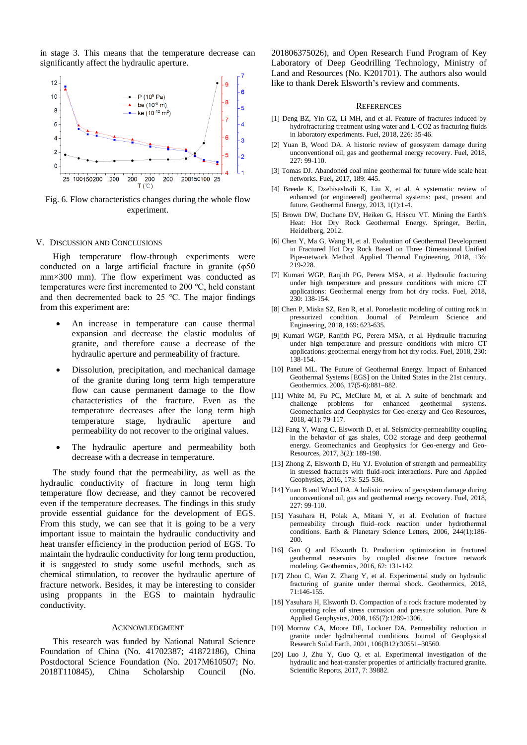in stage 3. This means that the temperature decrease can significantly affect the hydraulic aperture.

Fig. 6. Flow characteristics changes during the whole flow experiment.

## V. Discussion and Conclusions

High temperature flow-through experiments were conducted on a large artificial fracture in granite (φ50 mm×300 mm). The flow experiment was conducted as temperatures were first incremented to 200 ℃, held constant and then decremented back to 25 ℃. The major findings from this experiment are:

- An increase in temperature can cause thermal expansion and decrease the elastic modulus of granite, and therefore cause a decrease of the hydraulic aperture and permeability of fracture.
- Dissolution, precipitation, and mechanical damage of the granite during long term high temperature flow can cause permanent damage to the flow characteristics of the fracture. Even as the temperature decreases after the long term high temperature stage, hydraulic aperture and permeability do not recover to the original values.
- The hydraulic aperture and permeability both decrease with a decrease in temperature.

The study found that the permeability, as well as the hydraulic conductivity of fracture in long term high temperature flow decrease, and they cannot be recovered even if the temperature decreases. The findings in this study provide essential guidance for the development of EGS. From this study, we can see that it is going to be a very important issue to maintain the hydraulic conductivity and heat transfer efficiency in the production period of EGS. To maintain the hydraulic conductivity for long term production, it is suggested to study some useful methods, such as chemical stimulation, to recover the hydraulic aperture of fracture network. Besides, it may be interesting to consider using proppants in the EGS to maintain hydraulic conductivity.

## Acknowledgment

This research was funded by National Natural Science Foundation of China (No. 41702387; 41872186), China Postdoctoral Science Foundation (No. 2017M610507; No. 2018T110845), China Scholarship Council (No. 201806375026), and Open Research Fund Program of Key Laboratory of Deep Geodrilling Technology, Ministry of Land and Resources (No. K201701). The authors also would like to thank Derek Elsworth's review and comments.

## References

[1] Deng BZ, Yin GZ, Li MH, and et al. Feature of fractures induced by hydrofracturing treatment using water and L-CO2 as fracturing fluids in laboratory experiments. Fuel, 2018, 226: 35-46.

[2] Yuan B, Wood DA. A historic review of geosystem damage during unconventional oil, gas and geothermal energy recovery. Fuel, 2018, 227: 99-110.

[3] Tomas DJ. Abandoned coal mine geothermal for future wide scale heat networks. Fuel, 2017, 189: 445.

[4] Breede K, Dzebisashvili K, Liu X, et al. A systematic review of enhanced (or engineered) geothermal systems: past, present and future. Geothermal Energy, 2013, 1(1):1-4.

[5] Brown DW, Duchane DV, Heiken G, Hriscu VT. Mining the Earth's Heat: Hot Dry Rock Geothermal Energy. Springer, Berlin, Heidelberg, 2012.

[6] Chen Y, Ma G, Wang H, et al. Evaluation of Geothermal Development in Fractured Hot Dry Rock Based on Three Dimensional Unified Pipe-network Method. Applied Thermal Engineering, 2018, 136: 219-228.

[7] Kumari WGP, Ranjith PG, Perera MSA, et al. Hydraulic fracturing under high temperature and pressure conditions with micro CT applications: Geothermal energy from hot dry rocks. Fuel, 2018, 230: 138-154.

[8] Chen P, Miska SZ, Ren R, et al. Poroelastic modeling of cutting rock in pressurized condition. Journal of Petroleum Science and Engineering, 2018, 169: 623-635.

[9] Kumari WGP, Ranjith PG, Perera MSA, et al. Hydraulic fracturing under high temperature and pressure conditions with micro CT applications: geothermal energy from hot dry rocks. Fuel, 2018, 230: 138-154.

[10] Panel ML. The Future of Geothermal Energy. Impact of Enhanced Geothermal Systems [EGS] on the United States in the 21st century. Geothermics, 2006, 17(5-6):881–882.

[11] White M, Fu PC, McClure M, et al. A suite of benchmark and challenge problems for enhanced geothermal systems. Geomechanics and Geophysics for Geo-energy and Geo-Resources, 2018, 4(1): 79-117.

[12] Fang Y, Wang C, Elsworth D, et al. Seismicity-permeability coupling in the behavior of gas shales, CO2 storage and deep geothermal energy. Geomechanics and Geophysics for Geo-energy and Geo-Resources, 2017, 3(2): 189-198.

[13] Zhong Z, Elsworth D, Hu YJ. Evolution of strength and permeability in stressed fractures with fluid-rock interactions. Pure and Applied Geophysics, 2016, 173: 525-536.

[14] Yuan B and Wood DA. A holistic review of geosystem damage during unconventional oil, gas and geothermal energy recovery. Fuel, 2018, 227: 99-110.

[15] Yasuhara H, Polak A, Mitani Y, et al. Evolution of fracture permeability through fluid–rock reaction under hydrothermal conditions. Earth & Planetary Science Letters, 2006, 244(1):186-200.

[16] Gan Q and Elsworth D. Production optimization in fractured geothermal reservoirs by coupled discrete fracture network modeling. Geothermics, 2016, 62: 131-142.

[17] Zhou C, Wan Z, Zhang Y, et al. Experimental study on hydraulic fracturing of granite under thermal shock. Geothermics, 2018, 71:146-155.

[18] Yasuhara H, Elsworth D. Compaction of a rock fracture moderated by competing roles of stress corrosion and pressure solution. Pure & Applied Geophysics, 2008, 165(7):1289-1306.

[19] Morrow CA, Moore DE, Lockner DA. Permeability reduction in granite under hydrothermal conditions. Journal of Geophysical Research Solid Earth, 2001, 106(B12):30551–30560.

[20] Luo J, Zhu Y, Guo Q, et al. Experimental investigation of the hydraulic and heat-transfer properties of artificially fractured granite. Scientific Reports, 2017, 7: 39882.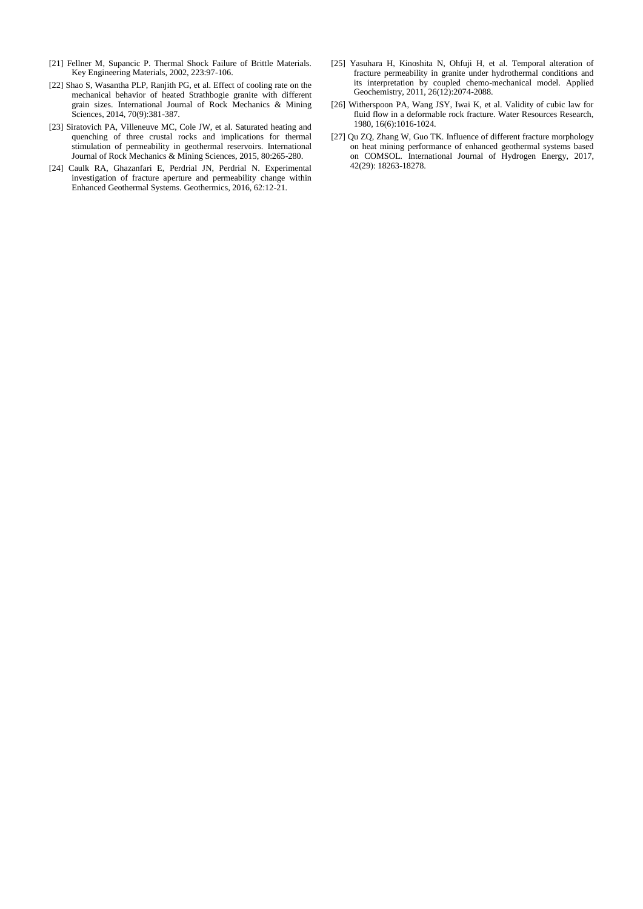[21] Fellner M, Supancic P. Thermal Shock Failure of Brittle Materials. Key Engineering Materials, 2002, 223:97-106.

[22] Shao S, Wasantha PLP, Ranjith PG, et al. Effect of cooling rate on the mechanical behavior of heated Strathbogie granite with different grain sizes. International Journal of Rock Mechanics & Mining Sciences, 2014, 70(9):381-387.

[23] Siratovich PA, Villeneuve MC, Cole JW, et al. Saturated heating and quenching of three crustal rocks and implications for thermal stimulation of permeability in geothermal reservoirs. International Journal of Rock Mechanics & Mining Sciences, 2015, 80:265-280.

[24] Caulk RA, Ghazanfari E, Perdrial JN, Perdrial N. Experimental investigation of fracture aperture and permeability change within Enhanced Geothermal Systems. Geothermics, 2016, 62:12-21.

[25] Yasuhara H, Kinoshita N, Ohfuji H, et al. Temporal alteration of fracture permeability in granite under hydrothermal conditions and its interpretation by coupled chemo-mechanical model. Applied Geochemistry, 2011, 26(12):2074-2088.

[26] Witherspoon PA, Wang JSY, Iwai K, et al. Validity of cubic law for fluid flow in a deformable rock fracture. Water Resources Research, 1980, 16(6):1016-1024.

[27] Qu ZQ, Zhang W, Guo TK. Influence of different fracture morphology on heat mining performance of enhanced geothermal systems based on COMSOL. International Journal of Hydrogen Energy, 2017, 42(29): 18263-18278.